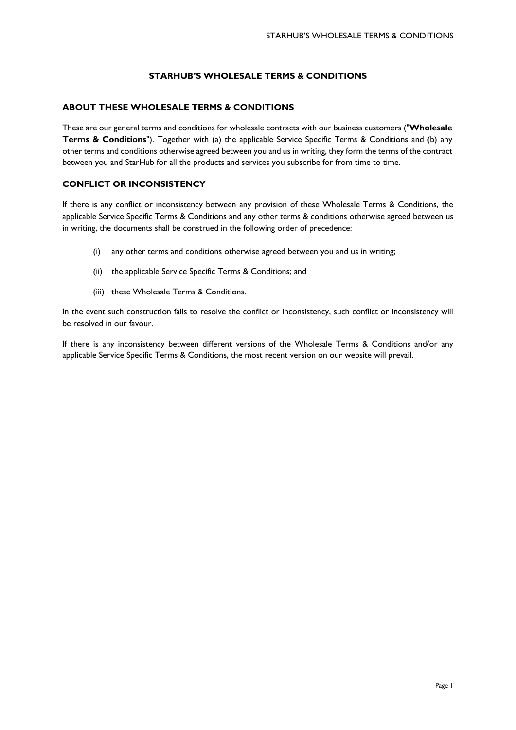# STARHUB'S WHOLESALE TERMS & CONDITIONS

## ABOUT THESE WHOLESALE TERMS & CONDITIONS

These are our general terms and conditions for wholesale contracts with our business customers ("**Wholesale Terms & Conditions**"). Together with (a) the applicable Service Specific Terms & Conditions and (b) any other terms and conditions otherwise agreed between you and us in writing, they form the terms of the contract between you and StarHub for all the products and services you subscribe for from time to time.

## CONFLICT OR INCONSISTENCY

If there is any conflict or inconsistency between any provision of these Wholesale Terms & Conditions, the applicable Service Specific Terms & Conditions and any other terms & conditions otherwise agreed between us in writing, the documents shall be construed in the following order of precedence:

(i) any other terms and conditions otherwise agreed between you and us in writing;

(ii) the applicable Service Specific Terms & Conditions; and

(iii) these Wholesale Terms & Conditions.

In the event such construction fails to resolve the conflict or inconsistency, such conflict or inconsistency will be resolved in our favour.

If there is any inconsistency between different versions of the Wholesale Terms & Conditions and/or any applicable Service Specific Terms & Conditions, the most recent version on our website will prevail.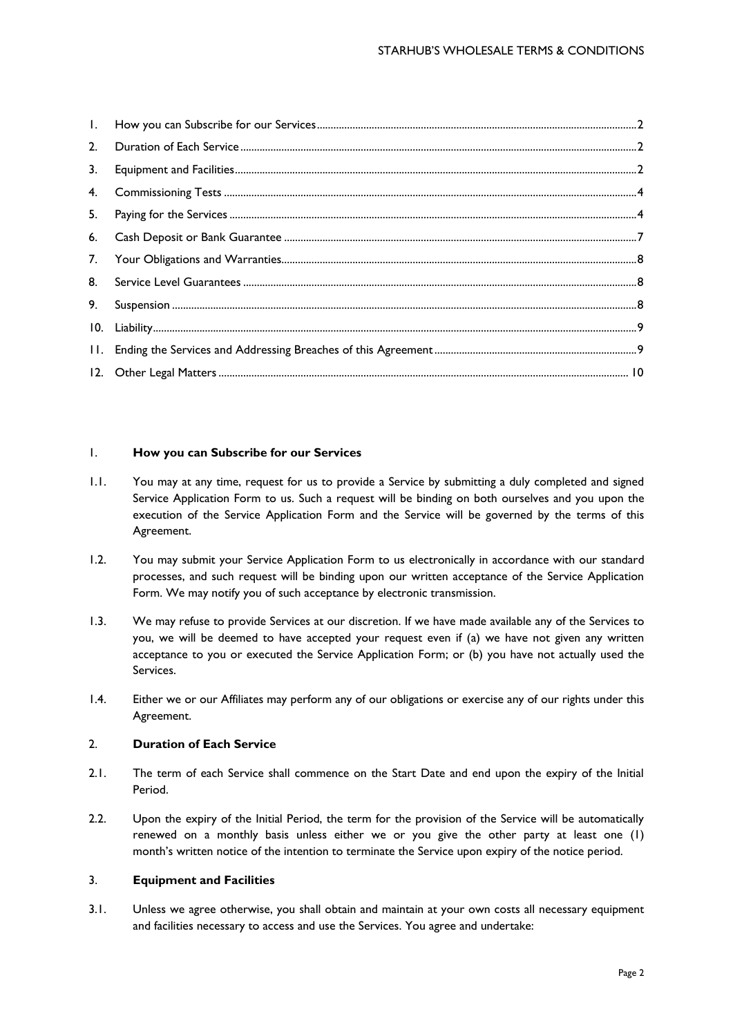| | | |
|---|---|---|
| 1. | How you can Subscribe for our Services | 2 |
| 2. | Duration of Each Service | 2 |
| 3. | Equipment and Facilities | 2 |
| 4. | Commissioning Tests | 4 |
| 5. | Paying for the Services | 4 |
| 6. | Cash Deposit or Bank Guarantee | 7 |
| 7. | Your Obligations and Warranties | 8 |
| 8. | Service Level Guarantees | 8 |
| 9. | Suspension | 8 |
| 10. | Liability | 9 |
| 11. | Ending the Services and Addressing Breaches of this Agreement | 9 |
| 12. | Other Legal Matters | 10 |

## 1. How you can Subscribe for our Services

1.1. You may at any time, request for us to provide a Service by submitting a duly completed and signed Service Application Form to us. Such a request will be binding on both ourselves and you upon the execution of the Service Application Form and the Service will be governed by the terms of this Agreement.

1.2. You may submit your Service Application Form to us electronically in accordance with our standard processes, and such request will be binding upon our written acceptance of the Service Application Form. We may notify you of such acceptance by electronic transmission.

1.3. We may refuse to provide Services at our discretion. If we have made available any of the Services to you, we will be deemed to have accepted your request even if (a) we have not given any written acceptance to you or executed the Service Application Form; or (b) you have not actually used the Services.

1.4. Either we or our Affiliates may perform any of our obligations or exercise any of our rights under this Agreement.

## 2. Duration of Each Service

2.1. The term of each Service shall commence on the Start Date and end upon the expiry of the Initial Period.

2.2. Upon the expiry of the Initial Period, the term for the provision of the Service will be automatically renewed on a monthly basis unless either we or you give the other party at least one (1) month's written notice of the intention to terminate the Service upon expiry of the notice period.

## 3. Equipment and Facilities

3.1. Unless we agree otherwise, you shall obtain and maintain at your own costs all necessary equipment and facilities necessary to access and use the Services. You agree and undertake: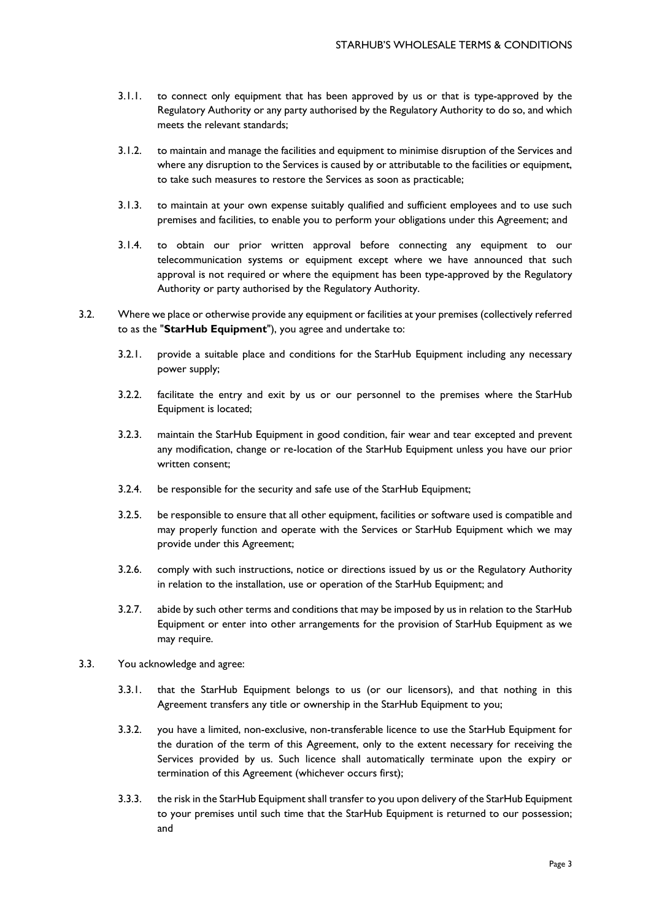3.1.1. to connect only equipment that has been approved by us or that is type-approved by the Regulatory Authority or any party authorised by the Regulatory Authority to do so, and which meets the relevant standards;

3.1.2. to maintain and manage the facilities and equipment to minimise disruption of the Services and where any disruption to the Services is caused by or attributable to the facilities or equipment, to take such measures to restore the Services as soon as practicable;

3.1.3. to maintain at your own expense suitably qualified and sufficient employees and to use such premises and facilities, to enable you to perform your obligations under this Agreement; and

3.1.4. to obtain our prior written approval before connecting any equipment to our telecommunication systems or equipment except where we have announced that such approval is not required or where the equipment has been type-approved by the Regulatory Authority or party authorised by the Regulatory Authority.

3.2. Where we place or otherwise provide any equipment or facilities at your premises (collectively referred to as the "**StarHub Equipment**"), you agree and undertake to:

3.2.1. provide a suitable place and conditions for the StarHub Equipment including any necessary power supply;

3.2.2. facilitate the entry and exit by us or our personnel to the premises where the StarHub Equipment is located;

3.2.3. maintain the StarHub Equipment in good condition, fair wear and tear excepted and prevent any modification, change or re-location of the StarHub Equipment unless you have our prior written consent;

3.2.4. be responsible for the security and safe use of the StarHub Equipment;

3.2.5. be responsible to ensure that all other equipment, facilities or software used is compatible and may properly function and operate with the Services or StarHub Equipment which we may provide under this Agreement;

3.2.6. comply with such instructions, notice or directions issued by us or the Regulatory Authority in relation to the installation, use or operation of the StarHub Equipment; and

3.2.7. abide by such other terms and conditions that may be imposed by us in relation to the StarHub Equipment or enter into other arrangements for the provision of StarHub Equipment as we may require.

3.3. You acknowledge and agree:

3.3.1. that the StarHub Equipment belongs to us (or our licensors), and that nothing in this Agreement transfers any title or ownership in the StarHub Equipment to you;

3.3.2. you have a limited, non-exclusive, non-transferable licence to use the StarHub Equipment for the duration of the term of this Agreement, only to the extent necessary for receiving the Services provided by us. Such licence shall automatically terminate upon the expiry or termination of this Agreement (whichever occurs first);

3.3.3. the risk in the StarHub Equipment shall transfer to you upon delivery of the StarHub Equipment to your premises until such time that the StarHub Equipment is returned to our possession; and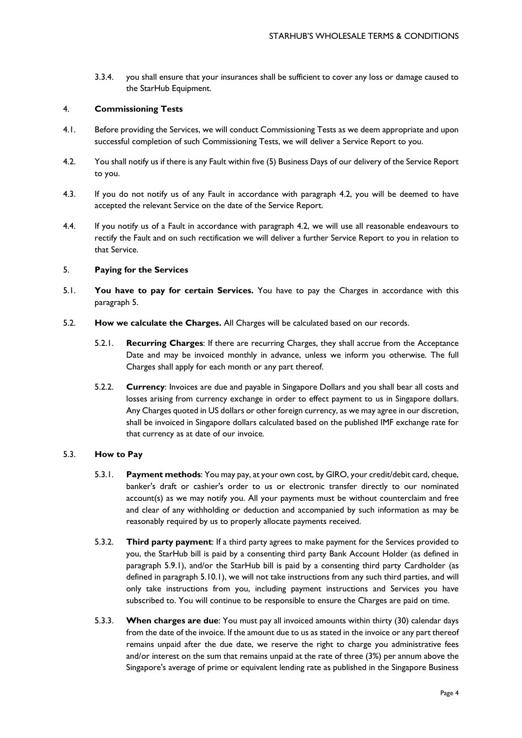3.3.4. you shall ensure that your insurances shall be sufficient to cover any loss or damage caused to the StarHub Equipment.

## 4. Commissioning Tests

4.1. Before providing the Services, we will conduct Commissioning Tests as we deem appropriate and upon successful completion of such Commissioning Tests, we will deliver a Service Report to you.

4.2. You shall notify us if there is any Fault within five (5) Business Days of our delivery of the Service Report to you.

4.3. If you do not notify us of any Fault in accordance with paragraph 4.2, you will be deemed to have accepted the relevant Service on the date of the Service Report.

4.4. If you notify us of a Fault in accordance with paragraph 4.2, we will use all reasonable endeavours to rectify the Fault and on such rectification we will deliver a further Service Report to you in relation to that Service.

## 5. Paying for the Services

5.1. **You have to pay for certain Services.** You have to pay the Charges in accordance with this paragraph 5.

5.2. **How we calculate the Charges.** All Charges will be calculated based on our records.

5.2.1. **Recurring Charges**: If there are recurring Charges, they shall accrue from the Acceptance Date and may be invoiced monthly in advance, unless we inform you otherwise. The full Charges shall apply for each month or any part thereof.

5.2.2. **Currency**: Invoices are due and payable in Singapore Dollars and you shall bear all costs and losses arising from currency exchange in order to effect payment to us in Singapore dollars. Any Charges quoted in US dollars or other foreign currency, as we may agree in our discretion, shall be invoiced in Singapore dollars calculated based on the published IMF exchange rate for that currency as at date of our invoice.

5.3. **How to Pay**

5.3.1. **Payment methods**: You may pay, at your own cost, by GIRO, your credit/debit card, cheque, banker's draft or cashier's order to us or electronic transfer directly to our nominated account(s) as we may notify you. All your payments must be without counterclaim and free and clear of any withholding or deduction and accompanied by such information as may be reasonably required by us to properly allocate payments received.

5.3.2. **Third party payment**: If a third party agrees to make payment for the Services provided to you, the StarHub bill is paid by a consenting third party Bank Account Holder (as defined in paragraph 5.9.1), and/or the StarHub bill is paid by a consenting third party Cardholder (as defined in paragraph 5.10.1), we will not take instructions from any such third parties, and will only take instructions from you, including payment instructions and Services you have subscribed to. You will continue to be responsible to ensure the Charges are paid on time.

5.3.3. **When charges are due**: You must pay all invoiced amounts within thirty (30) calendar days from the date of the invoice. If the amount due to us as stated in the invoice or any part thereof remains unpaid after the due date, we reserve the right to charge you administrative fees and/or interest on the sum that remains unpaid at the rate of three (3%) per annum above the Singapore's average of prime or equivalent lending rate as published in the Singapore Business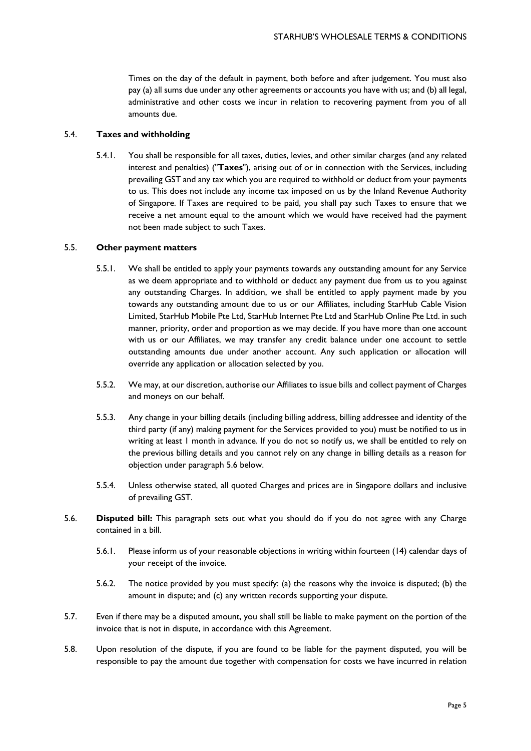Times on the day of the default in payment, both before and after judgement. You must also pay (a) all sums due under any other agreements or accounts you have with us; and (b) all legal, administrative and other costs we incur in relation to recovering payment from you of all amounts due.

5.4. **Taxes and withholding**

5.4.1. You shall be responsible for all taxes, duties, levies, and other similar charges (and any related interest and penalties) ("**Taxes**"), arising out of or in connection with the Services, including prevailing GST and any tax which you are required to withhold or deduct from your payments to us. This does not include any income tax imposed on us by the Inland Revenue Authority of Singapore. If Taxes are required to be paid, you shall pay such Taxes to ensure that we receive a net amount equal to the amount which we would have received had the payment not been made subject to such Taxes.

5.5. **Other payment matters**

5.5.1. We shall be entitled to apply your payments towards any outstanding amount for any Service as we deem appropriate and to withhold or deduct any payment due from us to you against any outstanding Charges. In addition, we shall be entitled to apply payment made by you towards any outstanding amount due to us or our Affiliates, including StarHub Cable Vision Limited, StarHub Mobile Pte Ltd, StarHub Internet Pte Ltd and StarHub Online Pte Ltd. in such manner, priority, order and proportion as we may decide. If you have more than one account with us or our Affiliates, we may transfer any credit balance under one account to settle outstanding amounts due under another account. Any such application or allocation will override any application or allocation selected by you.

5.5.2. We may, at our discretion, authorise our Affiliates to issue bills and collect payment of Charges and moneys on our behalf.

5.5.3. Any change in your billing details (including billing address, billing addressee and identity of the third party (if any) making payment for the Services provided to you) must be notified to us in writing at least 1 month in advance. If you do not so notify us, we shall be entitled to rely on the previous billing details and you cannot rely on any change in billing details as a reason for objection under paragraph 5.6 below.

5.5.4. Unless otherwise stated, all quoted Charges and prices are in Singapore dollars and inclusive of prevailing GST.

5.6. **Disputed bill:** This paragraph sets out what you should do if you do not agree with any Charge contained in a bill.

5.6.1. Please inform us of your reasonable objections in writing within fourteen (14) calendar days of your receipt of the invoice.

5.6.2. The notice provided by you must specify: (a) the reasons why the invoice is disputed; (b) the amount in dispute; and (c) any written records supporting your dispute.

5.7. Even if there may be a disputed amount, you shall still be liable to make payment on the portion of the invoice that is not in dispute, in accordance with this Agreement.

5.8. Upon resolution of the dispute, if you are found to be liable for the payment disputed, you will be responsible to pay the amount due together with compensation for costs we have incurred in relation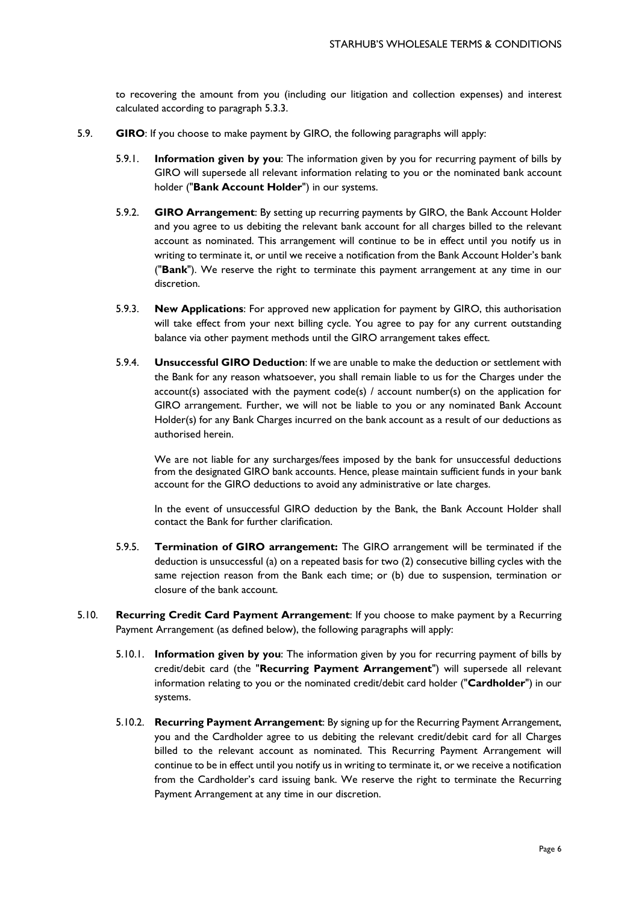to recovering the amount from you (including our litigation and collection expenses) and interest calculated according to paragraph 5.3.3.

5.9. **GIRO**: If you choose to make payment by GIRO, the following paragraphs will apply:

5.9.1. **Information given by you**: The information given by you for recurring payment of bills by GIRO will supersede all relevant information relating to you or the nominated bank account holder ("**Bank Account Holder**") in our systems.

5.9.2. **GIRO Arrangement**: By setting up recurring payments by GIRO, the Bank Account Holder and you agree to us debiting the relevant bank account for all charges billed to the relevant account as nominated. This arrangement will continue to be in effect until you notify us in writing to terminate it, or until we receive a notification from the Bank Account Holder's bank ("**Bank**"). We reserve the right to terminate this payment arrangement at any time in our discretion.

5.9.3. **New Applications**: For approved new application for payment by GIRO, this authorisation will take effect from your next billing cycle. You agree to pay for any current outstanding balance via other payment methods until the GIRO arrangement takes effect.

5.9.4. **Unsuccessful GIRO Deduction**: If we are unable to make the deduction or settlement with the Bank for any reason whatsoever, you shall remain liable to us for the Charges under the account(s) associated with the payment code(s) / account number(s) on the application for GIRO arrangement. Further, we will not be liable to you or any nominated Bank Account Holder(s) for any Bank Charges incurred on the bank account as a result of our deductions as authorised herein.

We are not liable for any surcharges/fees imposed by the bank for unsuccessful deductions from the designated GIRO bank accounts. Hence, please maintain sufficient funds in your bank account for the GIRO deductions to avoid any administrative or late charges.

In the event of unsuccessful GIRO deduction by the Bank, the Bank Account Holder shall contact the Bank for further clarification.

5.9.5. **Termination of GIRO arrangement:** The GIRO arrangement will be terminated if the deduction is unsuccessful (a) on a repeated basis for two (2) consecutive billing cycles with the same rejection reason from the Bank each time; or (b) due to suspension, termination or closure of the bank account.

5.10. **Recurring Credit Card Payment Arrangement**: If you choose to make payment by a Recurring Payment Arrangement (as defined below), the following paragraphs will apply:

5.10.1. **Information given by you**: The information given by you for recurring payment of bills by credit/debit card (the "**Recurring Payment Arrangement**") will supersede all relevant information relating to you or the nominated credit/debit card holder ("**Cardholder**") in our systems.

5.10.2. **Recurring Payment Arrangement**: By signing up for the Recurring Payment Arrangement, you and the Cardholder agree to us debiting the relevant credit/debit card for all Charges billed to the relevant account as nominated. This Recurring Payment Arrangement will continue to be in effect until you notify us in writing to terminate it, or we receive a notification from the Cardholder's card issuing bank. We reserve the right to terminate the Recurring Payment Arrangement at any time in our discretion.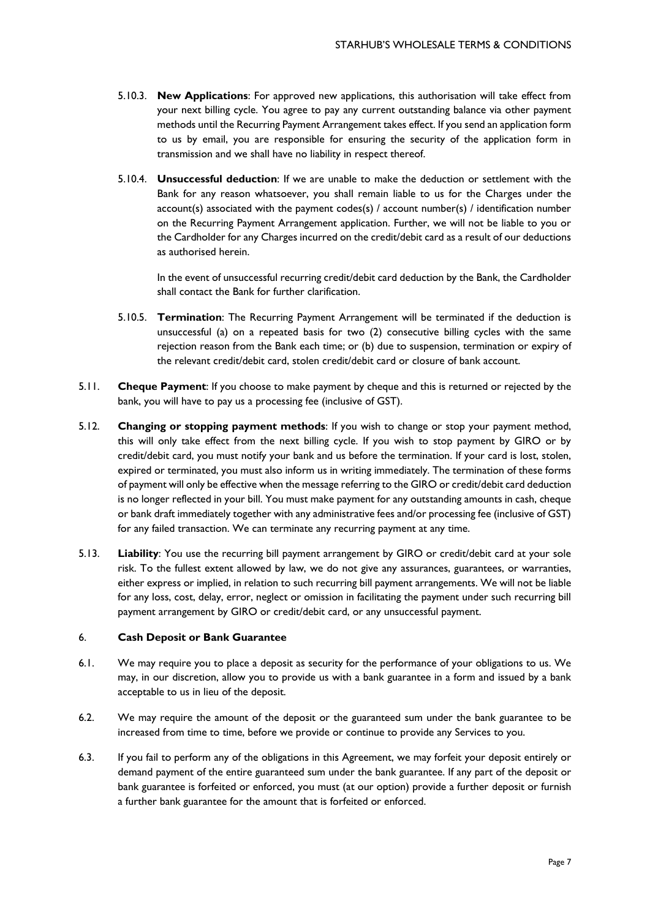5.10.3. **New Applications**: For approved new applications, this authorisation will take effect from your next billing cycle. You agree to pay any current outstanding balance via other payment methods until the Recurring Payment Arrangement takes effect. If you send an application form to us by email, you are responsible for ensuring the security of the application form in transmission and we shall have no liability in respect thereof.

5.10.4. **Unsuccessful deduction**: If we are unable to make the deduction or settlement with the Bank for any reason whatsoever, you shall remain liable to us for the Charges under the account(s) associated with the payment codes(s) / account number(s) / identification number on the Recurring Payment Arrangement application. Further, we will not be liable to you or the Cardholder for any Charges incurred on the credit/debit card as a result of our deductions as authorised herein.

In the event of unsuccessful recurring credit/debit card deduction by the Bank, the Cardholder shall contact the Bank for further clarification.

5.10.5. **Termination**: The Recurring Payment Arrangement will be terminated if the deduction is unsuccessful (a) on a repeated basis for two (2) consecutive billing cycles with the same rejection reason from the Bank each time; or (b) due to suspension, termination or expiry of the relevant credit/debit card, stolen credit/debit card or closure of bank account.

5.11. **Cheque Payment**: If you choose to make payment by cheque and this is returned or rejected by the bank, you will have to pay us a processing fee (inclusive of GST).

5.12. **Changing or stopping payment methods**: If you wish to change or stop your payment method, this will only take effect from the next billing cycle. If you wish to stop payment by GIRO or by credit/debit card, you must notify your bank and us before the termination. If your card is lost, stolen, expired or terminated, you must also inform us in writing immediately. The termination of these forms of payment will only be effective when the message referring to the GIRO or credit/debit card deduction is no longer reflected in your bill. You must make payment for any outstanding amounts in cash, cheque or bank draft immediately together with any administrative fees and/or processing fee (inclusive of GST) for any failed transaction. We can terminate any recurring payment at any time.

5.13. **Liability**: You use the recurring bill payment arrangement by GIRO or credit/debit card at your sole risk. To the fullest extent allowed by law, we do not give any assurances, guarantees, or warranties, either express or implied, in relation to such recurring bill payment arrangements. We will not be liable for any loss, cost, delay, error, neglect or omission in facilitating the payment under such recurring bill payment arrangement by GIRO or credit/debit card, or any unsuccessful payment.

## 6. Cash Deposit or Bank Guarantee

6.1. We may require you to place a deposit as security for the performance of your obligations to us. We may, in our discretion, allow you to provide us with a bank guarantee in a form and issued by a bank acceptable to us in lieu of the deposit.

6.2. We may require the amount of the deposit or the guaranteed sum under the bank guarantee to be increased from time to time, before we provide or continue to provide any Services to you.

6.3. If you fail to perform any of the obligations in this Agreement, we may forfeit your deposit entirely or demand payment of the entire guaranteed sum under the bank guarantee. If any part of the deposit or bank guarantee is forfeited or enforced, you must (at our option) provide a further deposit or furnish a further bank guarantee for the amount that is forfeited or enforced.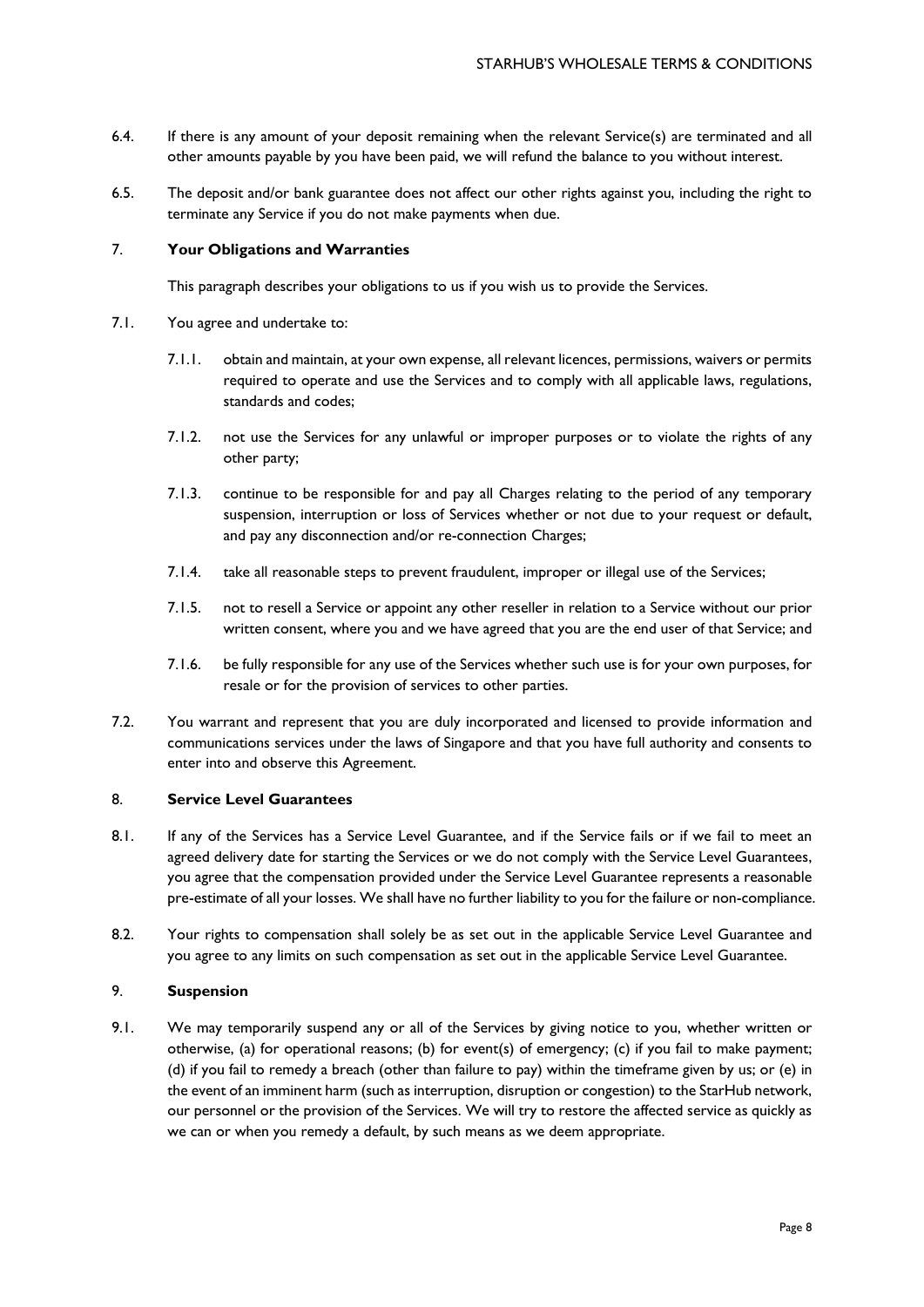6.4. If there is any amount of your deposit remaining when the relevant Service(s) are terminated and all other amounts payable by you have been paid, we will refund the balance to you without interest.

6.5. The deposit and/or bank guarantee does not affect our other rights against you, including the right to terminate any Service if you do not make payments when due.

## 7. **Your Obligations and Warranties**

This paragraph describes your obligations to us if you wish us to provide the Services.

7.1. You agree and undertake to:

7.1.1. obtain and maintain, at your own expense, all relevant licences, permissions, waivers or permits required to operate and use the Services and to comply with all applicable laws, regulations, standards and codes;

7.1.2. not use the Services for any unlawful or improper purposes or to violate the rights of any other party;

7.1.3. continue to be responsible for and pay all Charges relating to the period of any temporary suspension, interruption or loss of Services whether or not due to your request or default, and pay any disconnection and/or re-connection Charges;

7.1.4. take all reasonable steps to prevent fraudulent, improper or illegal use of the Services;

7.1.5. not to resell a Service or appoint any other reseller in relation to a Service without our prior written consent, where you and we have agreed that you are the end user of that Service; and

7.1.6. be fully responsible for any use of the Services whether such use is for your own purposes, for resale or for the provision of services to other parties.

7.2. You warrant and represent that you are duly incorporated and licensed to provide information and communications services under the laws of Singapore and that you have full authority and consents to enter into and observe this Agreement.

## 8. **Service Level Guarantees**

8.1. If any of the Services has a Service Level Guarantee, and if the Service fails or if we fail to meet an agreed delivery date for starting the Services or we do not comply with the Service Level Guarantees, you agree that the compensation provided under the Service Level Guarantee represents a reasonable pre-estimate of all your losses. We shall have no further liability to you for the failure or non-compliance.

8.2. Your rights to compensation shall solely be as set out in the applicable Service Level Guarantee and you agree to any limits on such compensation as set out in the applicable Service Level Guarantee.

## 9. **Suspension**

9.1. We may temporarily suspend any or all of the Services by giving notice to you, whether written or otherwise, (a) for operational reasons; (b) for event(s) of emergency; (c) if you fail to make payment; (d) if you fail to remedy a breach (other than failure to pay) within the timeframe given by us; or (e) in the event of an imminent harm (such as interruption, disruption or congestion) to the StarHub network, our personnel or the provision of the Services. We will try to restore the affected service as quickly as we can or when you remedy a default, by such means as we deem appropriate.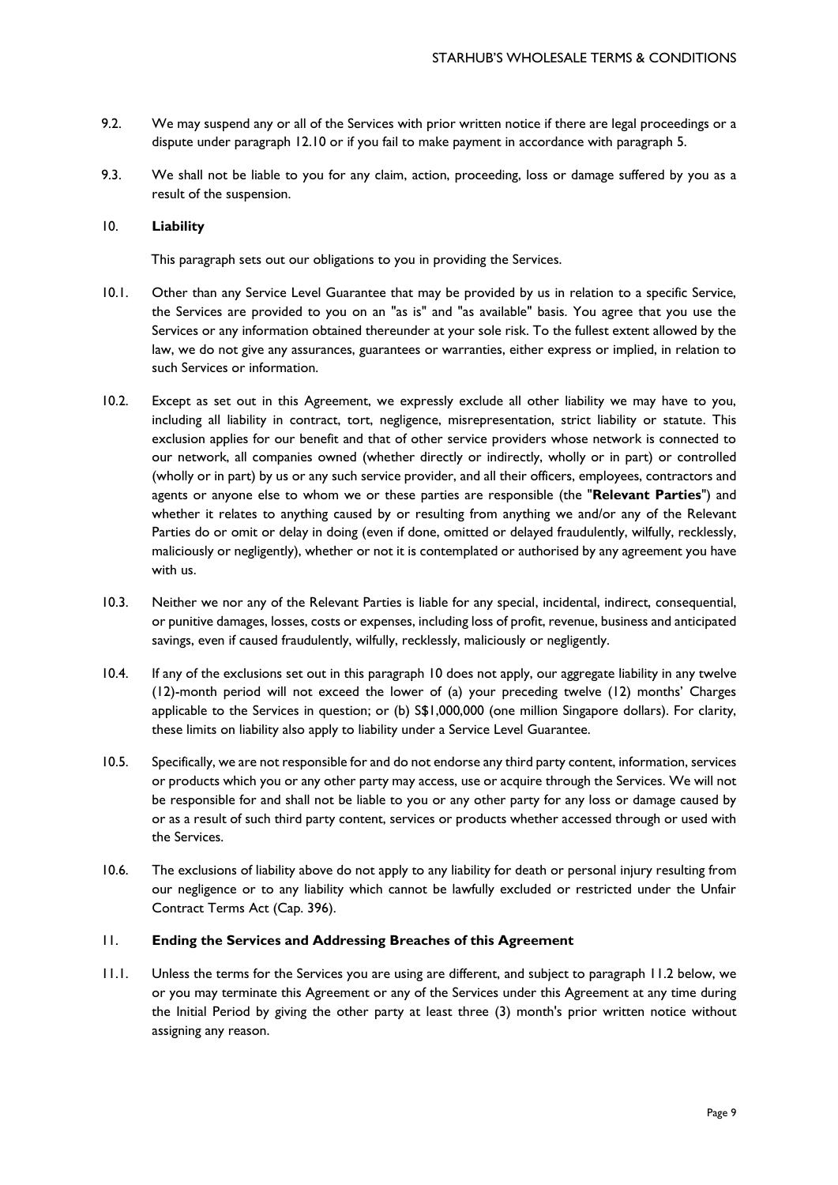9.2. We may suspend any or all of the Services with prior written notice if there are legal proceedings or a dispute under paragraph 12.10 or if you fail to make payment in accordance with paragraph 5.

9.3. We shall not be liable to you for any claim, action, proceeding, loss or damage suffered by you as a result of the suspension.

## 10. Liability

This paragraph sets out our obligations to you in providing the Services.

10.1. Other than any Service Level Guarantee that may be provided by us in relation to a specific Service, the Services are provided to you on an "as is" and "as available" basis. You agree that you use the Services or any information obtained thereunder at your sole risk. To the fullest extent allowed by the law, we do not give any assurances, guarantees or warranties, either express or implied, in relation to such Services or information.

10.2. Except as set out in this Agreement, we expressly exclude all other liability we may have to you, including all liability in contract, tort, negligence, misrepresentation, strict liability or statute. This exclusion applies for our benefit and that of other service providers whose network is connected to our network, all companies owned (whether directly or indirectly, wholly or in part) or controlled (wholly or in part) by us or any such service provider, and all their officers, employees, contractors and agents or anyone else to whom we or these parties are responsible (the "**Relevant Parties**") and whether it relates to anything caused by or resulting from anything we and/or any of the Relevant Parties do or omit or delay in doing (even if done, omitted or delayed fraudulently, wilfully, recklessly, maliciously or negligently), whether or not it is contemplated or authorised by any agreement you have with us.

10.3. Neither we nor any of the Relevant Parties is liable for any special, incidental, indirect, consequential, or punitive damages, losses, costs or expenses, including loss of profit, revenue, business and anticipated savings, even if caused fraudulently, wilfully, recklessly, maliciously or negligently.

10.4. If any of the exclusions set out in this paragraph 10 does not apply, our aggregate liability in any twelve (12)-month period will not exceed the lower of (a) your preceding twelve (12) months' Charges applicable to the Services in question; or (b) S$1,000,000 (one million Singapore dollars). For clarity, these limits on liability also apply to liability under a Service Level Guarantee.

10.5. Specifically, we are not responsible for and do not endorse any third party content, information, services or products which you or any other party may access, use or acquire through the Services. We will not be responsible for and shall not be liable to you or any other party for any loss or damage caused by or as a result of such third party content, services or products whether accessed through or used with the Services.

10.6. The exclusions of liability above do not apply to any liability for death or personal injury resulting from our negligence or to any liability which cannot be lawfully excluded or restricted under the Unfair Contract Terms Act (Cap. 396).

## 11. Ending the Services and Addressing Breaches of this Agreement

11.1. Unless the terms for the Services you are using are different, and subject to paragraph 11.2 below, we or you may terminate this Agreement or any of the Services under this Agreement at any time during the Initial Period by giving the other party at least three (3) month's prior written notice without assigning any reason.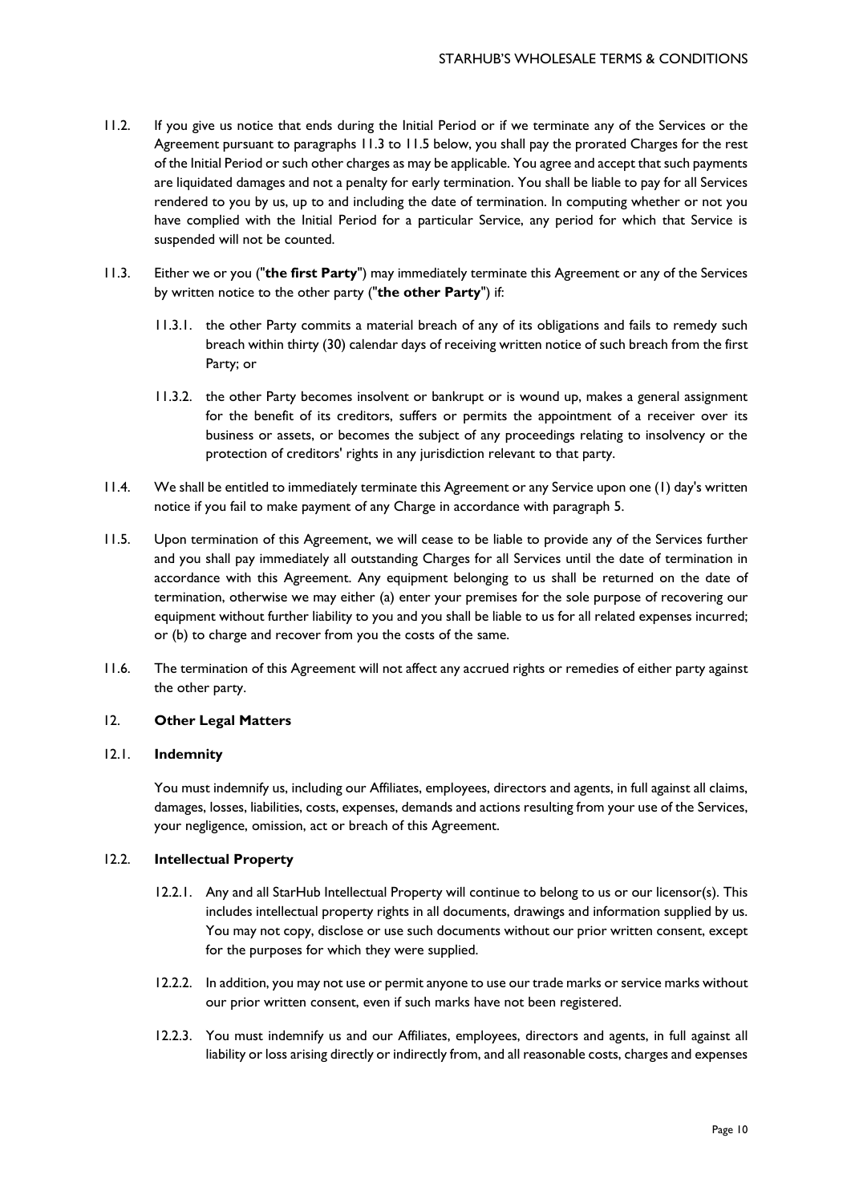11.2. If you give us notice that ends during the Initial Period or if we terminate any of the Services or the Agreement pursuant to paragraphs 11.3 to 11.5 below, you shall pay the prorated Charges for the rest of the Initial Period or such other charges as may be applicable. You agree and accept that such payments are liquidated damages and not a penalty for early termination. You shall be liable to pay for all Services rendered to you by us, up to and including the date of termination. In computing whether or not you have complied with the Initial Period for a particular Service, any period for which that Service is suspended will not be counted.

11.3. Either we or you ("**the first Party**") may immediately terminate this Agreement or any of the Services by written notice to the other party ("**the other Party**") if:

11.3.1. the other Party commits a material breach of any of its obligations and fails to remedy such breach within thirty (30) calendar days of receiving written notice of such breach from the first Party; or

11.3.2. the other Party becomes insolvent or bankrupt or is wound up, makes a general assignment for the benefit of its creditors, suffers or permits the appointment of a receiver over its business or assets, or becomes the subject of any proceedings relating to insolvency or the protection of creditors' rights in any jurisdiction relevant to that party.

11.4. We shall be entitled to immediately terminate this Agreement or any Service upon one (1) day's written notice if you fail to make payment of any Charge in accordance with paragraph 5.

11.5. Upon termination of this Agreement, we will cease to be liable to provide any of the Services further and you shall pay immediately all outstanding Charges for all Services until the date of termination in accordance with this Agreement. Any equipment belonging to us shall be returned on the date of termination, otherwise we may either (a) enter your premises for the sole purpose of recovering our equipment without further liability to you and you shall be liable to us for all related expenses incurred; or (b) to charge and recover from you the costs of the same.

11.6. The termination of this Agreement will not affect any accrued rights or remedies of either party against the other party.

## 12. **Other Legal Matters**

### 12.1. **Indemnity**

You must indemnify us, including our Affiliates, employees, directors and agents, in full against all claims, damages, losses, liabilities, costs, expenses, demands and actions resulting from your use of the Services, your negligence, omission, act or breach of this Agreement.

### 12.2. **Intellectual Property**

12.2.1. Any and all StarHub Intellectual Property will continue to belong to us or our licensor(s). This includes intellectual property rights in all documents, drawings and information supplied by us. You may not copy, disclose or use such documents without our prior written consent, except for the purposes for which they were supplied.

12.2.2. In addition, you may not use or permit anyone to use our trade marks or service marks without our prior written consent, even if such marks have not been registered.

12.2.3. You must indemnify us and our Affiliates, employees, directors and agents, in full against all liability or loss arising directly or indirectly from, and all reasonable costs, charges and expenses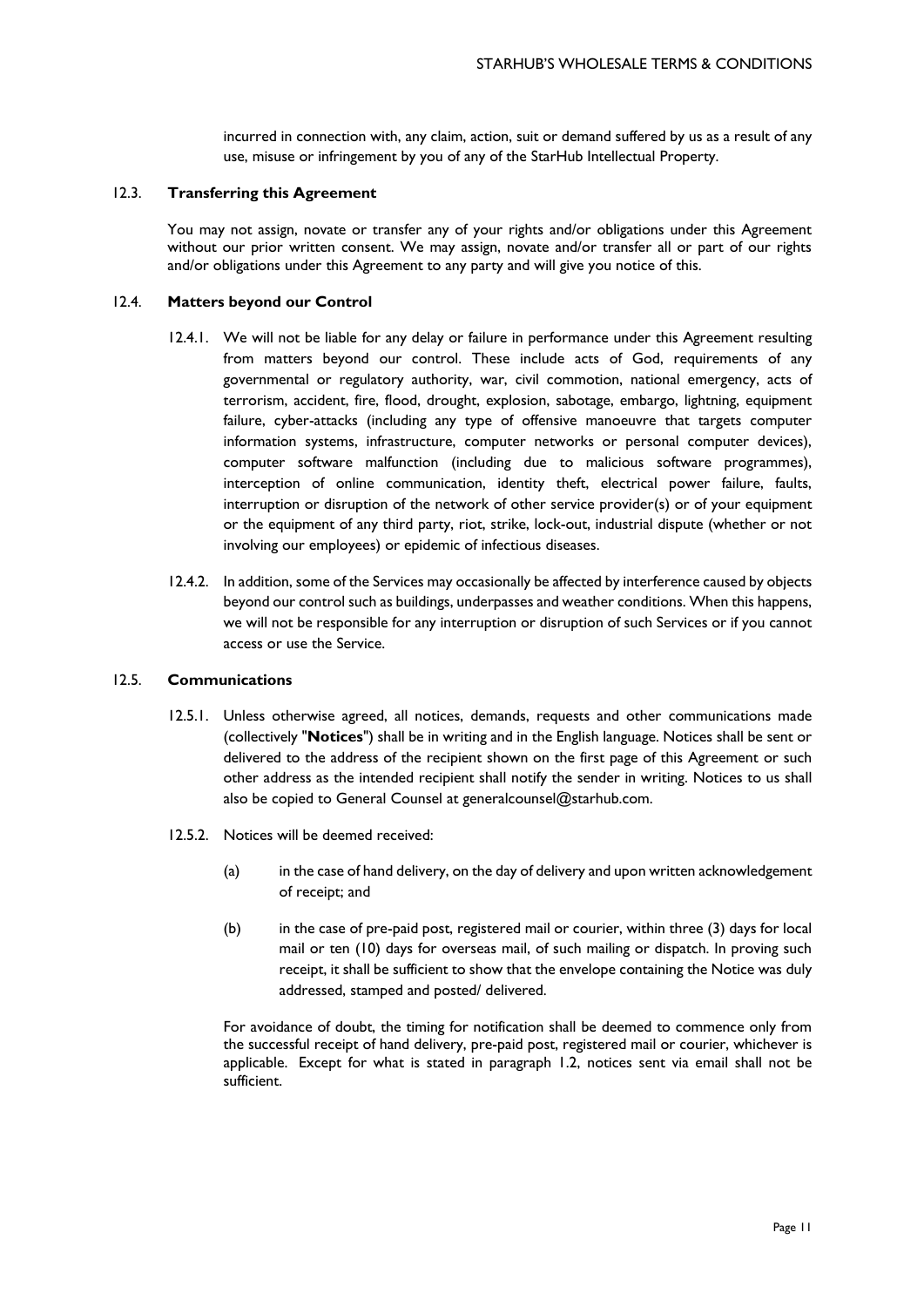incurred in connection with, any claim, action, suit or demand suffered by us as a result of any use, misuse or infringement by you of any of the StarHub Intellectual Property.

### 12.3. Transferring this Agreement

You may not assign, novate or transfer any of your rights and/or obligations under this Agreement without our prior written consent. We may assign, novate and/or transfer all or part of our rights and/or obligations under this Agreement to any party and will give you notice of this.

### 12.4. Matters beyond our Control

12.4.1. We will not be liable for any delay or failure in performance under this Agreement resulting from matters beyond our control. These include acts of God, requirements of any governmental or regulatory authority, war, civil commotion, national emergency, acts of terrorism, accident, fire, flood, drought, explosion, sabotage, embargo, lightning, equipment failure, cyber-attacks (including any type of offensive manoeuvre that targets computer information systems, infrastructure, computer networks or personal computer devices), computer software malfunction (including due to malicious software programmes), interception of online communication, identity theft, electrical power failure, faults, interruption or disruption of the network of other service provider(s) or of your equipment or the equipment of any third party, riot, strike, lock-out, industrial dispute (whether or not involving our employees) or epidemic of infectious diseases.

12.4.2. In addition, some of the Services may occasionally be affected by interference caused by objects beyond our control such as buildings, underpasses and weather conditions. When this happens, we will not be responsible for any interruption or disruption of such Services or if you cannot access or use the Service.

### 12.5. Communications

12.5.1. Unless otherwise agreed, all notices, demands, requests and other communications made (collectively "**Notices**") shall be in writing and in the English language. Notices shall be sent or delivered to the address of the recipient shown on the first page of this Agreement or such other address as the intended recipient shall notify the sender in writing. Notices to us shall also be copied to General Counsel at generalcounsel@starhub.com.

12.5.2. Notices will be deemed received:

(a) in the case of hand delivery, on the day of delivery and upon written acknowledgement of receipt; and

(b) in the case of pre-paid post, registered mail or courier, within three (3) days for local mail or ten (10) days for overseas mail, of such mailing or dispatch. In proving such receipt, it shall be sufficient to show that the envelope containing the Notice was duly addressed, stamped and posted/ delivered.

For avoidance of doubt, the timing for notification shall be deemed to commence only from the successful receipt of hand delivery, pre-paid post, registered mail or courier, whichever is applicable. Except for what is stated in paragraph 1.2, notices sent via email shall not be sufficient.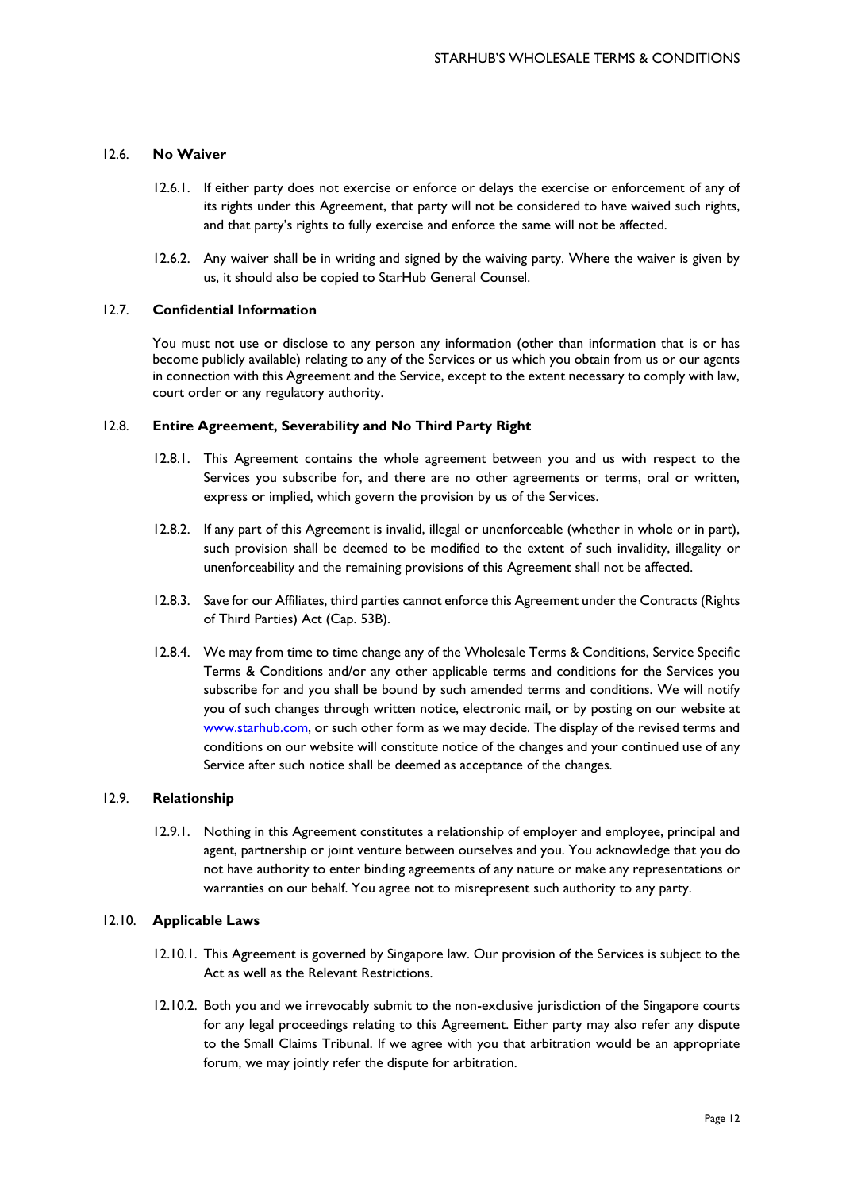### 12.6. **No Waiver**

12.6.1. If either party does not exercise or enforce or delays the exercise or enforcement of any of its rights under this Agreement, that party will not be considered to have waived such rights, and that party's rights to fully exercise and enforce the same will not be affected.

12.6.2. Any waiver shall be in writing and signed by the waiving party. Where the waiver is given by us, it should also be copied to StarHub General Counsel.

### 12.7. **Confidential Information**

You must not use or disclose to any person any information (other than information that is or has become publicly available) relating to any of the Services or us which you obtain from us or our agents in connection with this Agreement and the Service, except to the extent necessary to comply with law, court order or any regulatory authority.

### 12.8. **Entire Agreement, Severability and No Third Party Right**

12.8.1. This Agreement contains the whole agreement between you and us with respect to the Services you subscribe for, and there are no other agreements or terms, oral or written, express or implied, which govern the provision by us of the Services.

12.8.2. If any part of this Agreement is invalid, illegal or unenforceable (whether in whole or in part), such provision shall be deemed to be modified to the extent of such invalidity, illegality or unenforceability and the remaining provisions of this Agreement shall not be affected.

12.8.3. Save for our Affiliates, third parties cannot enforce this Agreement under the Contracts (Rights of Third Parties) Act (Cap. 53B).

12.8.4. We may from time to time change any of the Wholesale Terms & Conditions, Service Specific Terms & Conditions and/or any other applicable terms and conditions for the Services you subscribe for and you shall be bound by such amended terms and conditions. We will notify you of such changes through written notice, electronic mail, or by posting on our website at www.starhub.com, or such other form as we may decide. The display of the revised terms and conditions on our website will constitute notice of the changes and your continued use of any Service after such notice shall be deemed as acceptance of the changes.

### 12.9. **Relationship**

12.9.1. Nothing in this Agreement constitutes a relationship of employer and employee, principal and agent, partnership or joint venture between ourselves and you. You acknowledge that you do not have authority to enter binding agreements of any nature or make any representations or warranties on our behalf. You agree not to misrepresent such authority to any party.

### 12.10. **Applicable Laws**

12.10.1. This Agreement is governed by Singapore law. Our provision of the Services is subject to the Act as well as the Relevant Restrictions.

12.10.2. Both you and we irrevocably submit to the non-exclusive jurisdiction of the Singapore courts for any legal proceedings relating to this Agreement. Either party may also refer any dispute to the Small Claims Tribunal. If we agree with you that arbitration would be an appropriate forum, we may jointly refer the dispute for arbitration.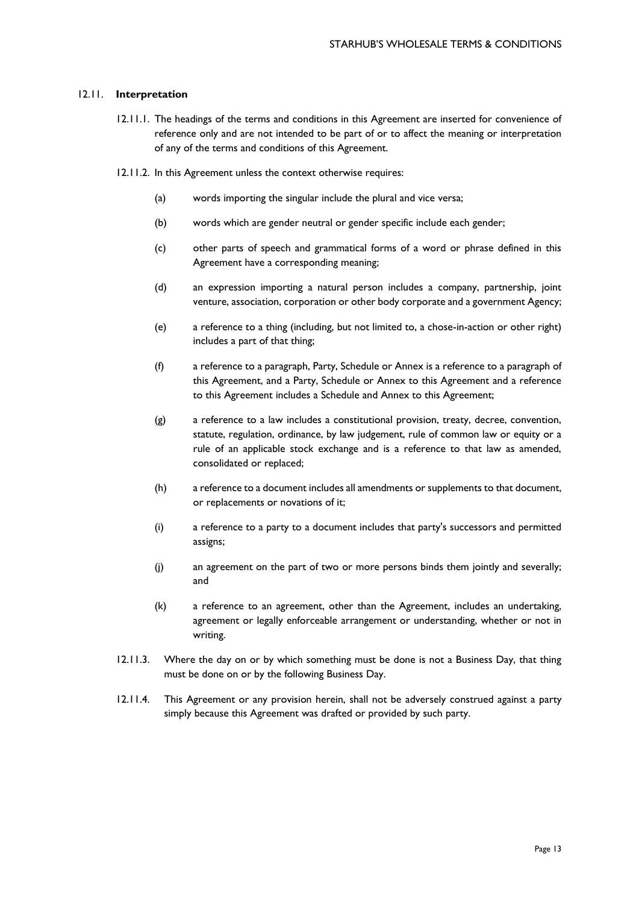### 12.11. **Interpretation**

12.11.1. The headings of the terms and conditions in this Agreement are inserted for convenience of reference only and are not intended to be part of or to affect the meaning or interpretation of any of the terms and conditions of this Agreement.

12.11.2. In this Agreement unless the context otherwise requires:

(a) words importing the singular include the plural and vice versa;

(b) words which are gender neutral or gender specific include each gender;

(c) other parts of speech and grammatical forms of a word or phrase defined in this Agreement have a corresponding meaning;

(d) an expression importing a natural person includes a company, partnership, joint venture, association, corporation or other body corporate and a government Agency;

(e) a reference to a thing (including, but not limited to, a chose-in-action or other right) includes a part of that thing;

(f) a reference to a paragraph, Party, Schedule or Annex is a reference to a paragraph of this Agreement, and a Party, Schedule or Annex to this Agreement and a reference to this Agreement includes a Schedule and Annex to this Agreement;

(g) a reference to a law includes a constitutional provision, treaty, decree, convention, statute, regulation, ordinance, by law judgement, rule of common law or equity or a rule of an applicable stock exchange and is a reference to that law as amended, consolidated or replaced;

(h) a reference to a document includes all amendments or supplements to that document, or replacements or novations of it;

(i) a reference to a party to a document includes that party's successors and permitted assigns;

(j) an agreement on the part of two or more persons binds them jointly and severally; and

(k) a reference to an agreement, other than the Agreement, includes an undertaking, agreement or legally enforceable arrangement or understanding, whether or not in writing.

12.11.3. Where the day on or by which something must be done is not a Business Day, that thing must be done on or by the following Business Day.

12.11.4. This Agreement or any provision herein, shall not be adversely construed against a party simply because this Agreement was drafted or provided by such party.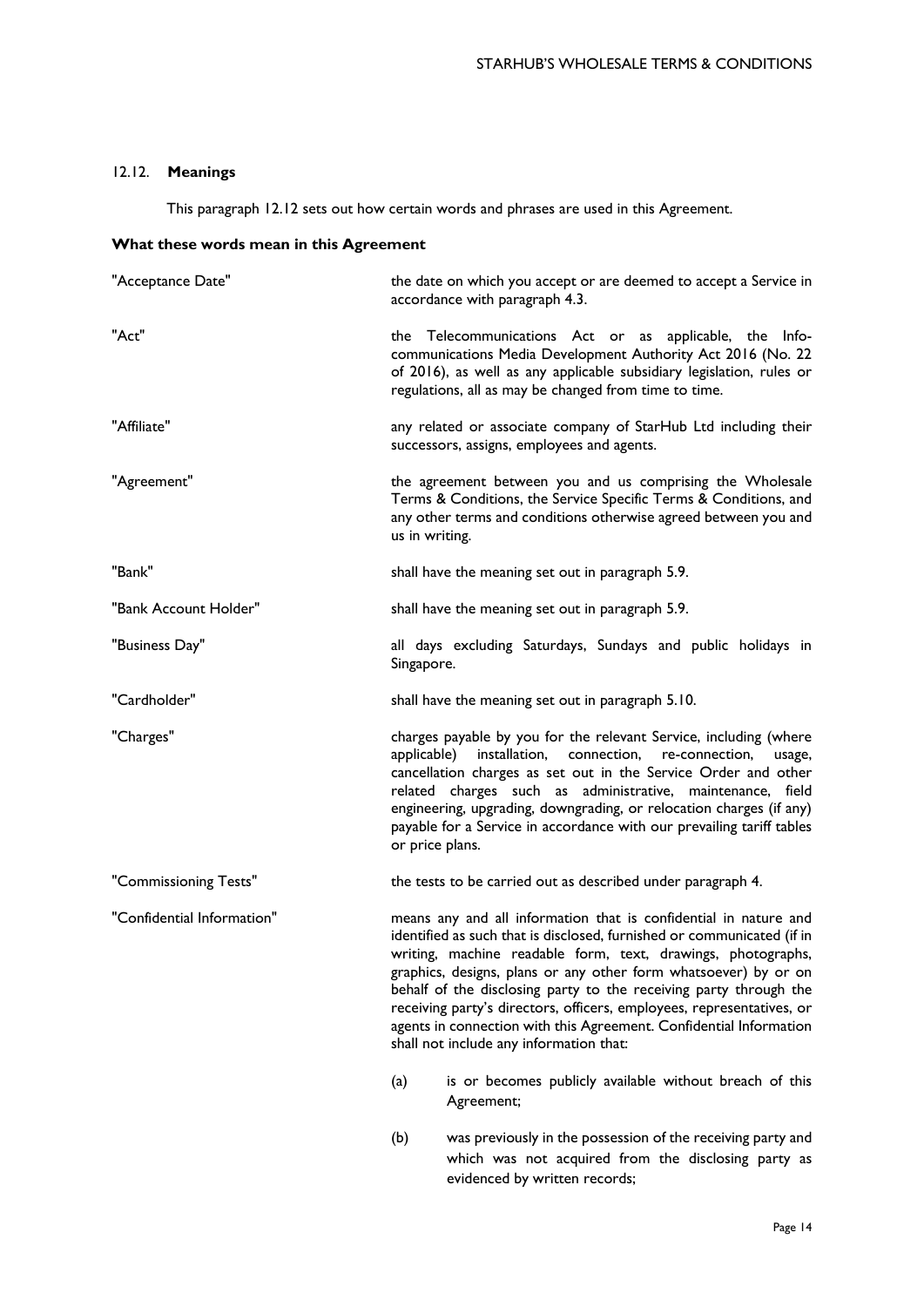## 12.12. **Meanings**

This paragraph 12.12 sets out how certain words and phrases are used in this Agreement.

**What these words mean in this Agreement**

| Term | Meaning |
|---|---|
| "Acceptance Date" | the date on which you accept or are deemed to accept a Service in accordance with paragraph 4.3. |
| "Act" | the Telecommunications Act or as applicable, the Info-communications Media Development Authority Act 2016 (No. 22 of 2016), as well as any applicable subsidiary legislation, rules or regulations, all as may be changed from time to time. |
| "Affiliate" | any related or associate company of StarHub Ltd including their successors, assigns, employees and agents. |
| "Agreement" | the agreement between you and us comprising the Wholesale Terms & Conditions, the Service Specific Terms & Conditions, and any other terms and conditions otherwise agreed between you and us in writing. |
| "Bank" | shall have the meaning set out in paragraph 5.9. |
| "Bank Account Holder" | shall have the meaning set out in paragraph 5.9. |
| "Business Day" | all days excluding Saturdays, Sundays and public holidays in Singapore. |
| "Cardholder" | shall have the meaning set out in paragraph 5.10. |
| "Charges" | charges payable by you for the relevant Service, including (where applicable) installation, connection, re-connection, usage, cancellation charges as set out in the Service Order and other related charges such as administrative, maintenance, field engineering, upgrading, downgrading, or relocation charges (if any) payable for a Service in accordance with our prevailing tariff tables or price plans. |
| "Commissioning Tests" | the tests to be carried out as described under paragraph 4. |
| "Confidential Information" | means any and all information that is confidential in nature and identified as such that is disclosed, furnished or communicated (if in writing, machine readable form, text, drawings, photographs, graphics, designs, plans or any other form whatsoever) by or on behalf of the disclosing party to the receiving party through the receiving party's directors, officers, employees, representatives, or agents in connection with this Agreement. Confidential Information shall not include any information that:<br>(a) is or becomes publicly available without breach of this Agreement;<br>(b) was previously in the possession of the receiving party and which was not acquired from the disclosing party as evidenced by written records; |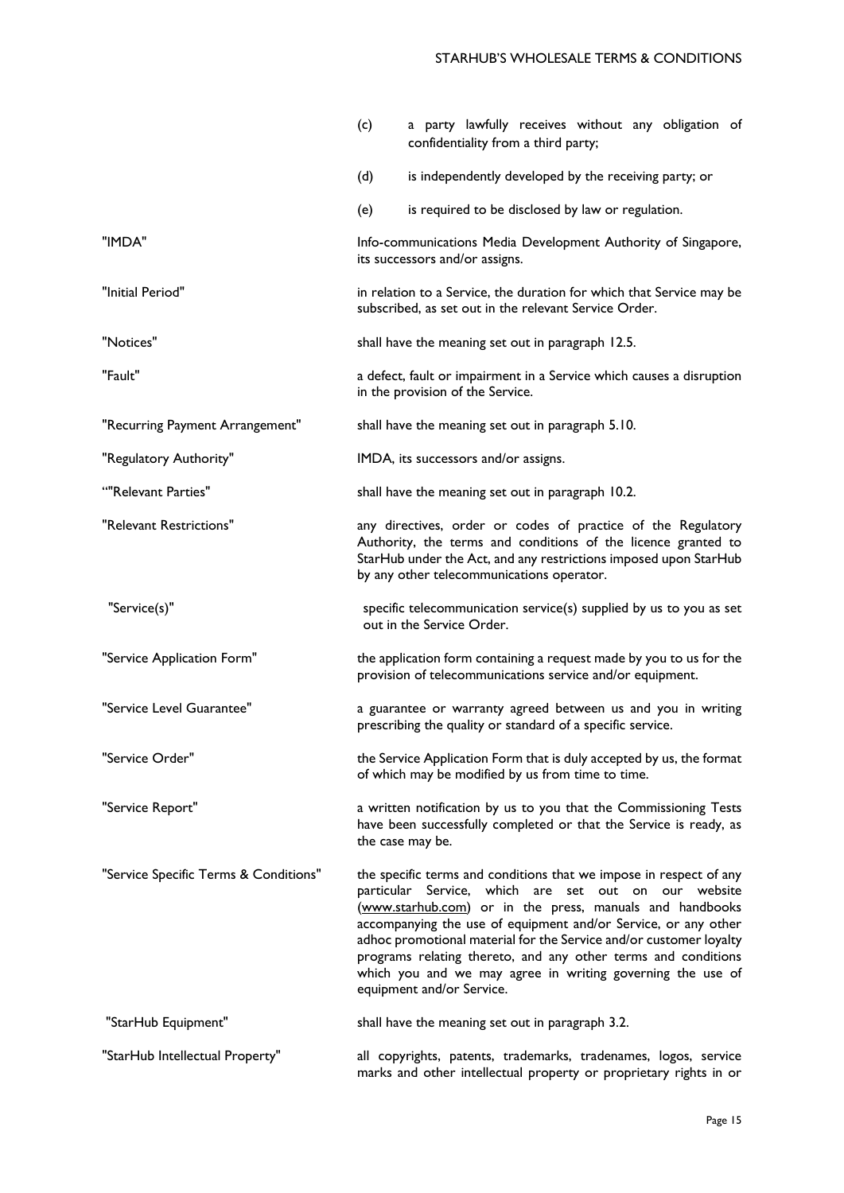(c) a party lawfully receives without any obligation of confidentiality from a third party;

(d) is independently developed by the receiving party; or

(e) is required to be disclosed by law or regulation.

| | |
|---|---|
| "IMDA" | Info-communications Media Development Authority of Singapore, its successors and/or assigns. |
| "Initial Period" | in relation to a Service, the duration for which that Service may be subscribed, as set out in the relevant Service Order. |
| "Notices" | shall have the meaning set out in paragraph 12.5. |
| "Fault" | a defect, fault or impairment in a Service which causes a disruption in the provision of the Service. |
| "Recurring Payment Arrangement" | shall have the meaning set out in paragraph 5.10. |
| "Regulatory Authority" | IMDA, its successors and/or assigns. |
| “"Relevant Parties" | shall have the meaning set out in paragraph 10.2. |
| "Relevant Restrictions" | any directives, order or codes of practice of the Regulatory Authority, the terms and conditions of the licence granted to StarHub under the Act, and any restrictions imposed upon StarHub by any other telecommunications operator. |
| "Service(s)" | specific telecommunication service(s) supplied by us to you as set out in the Service Order. |
| "Service Application Form" | the application form containing a request made by you to us for the provision of telecommunications service and/or equipment. |
| "Service Level Guarantee" | a guarantee or warranty agreed between us and you in writing prescribing the quality or standard of a specific service. |
| "Service Order" | the Service Application Form that is duly accepted by us, the format of which may be modified by us from time to time. |
| "Service Report" | a written notification by us to you that the Commissioning Tests have been successfully completed or that the Service is ready, as the case may be. |
| "Service Specific Terms & Conditions" | the specific terms and conditions that we impose in respect of any particular Service, which are set out on our website (www.starhub.com) or in the press, manuals and handbooks accompanying the use of equipment and/or Service, or any other adhoc promotional material for the Service and/or customer loyalty programs relating thereto, and any other terms and conditions which you and we may agree in writing governing the use of equipment and/or Service. |
| "StarHub Equipment" | shall have the meaning set out in paragraph 3.2. |
| "StarHub Intellectual Property" | all copyrights, patents, trademarks, tradenames, logos, service marks and other intellectual property or proprietary rights in or |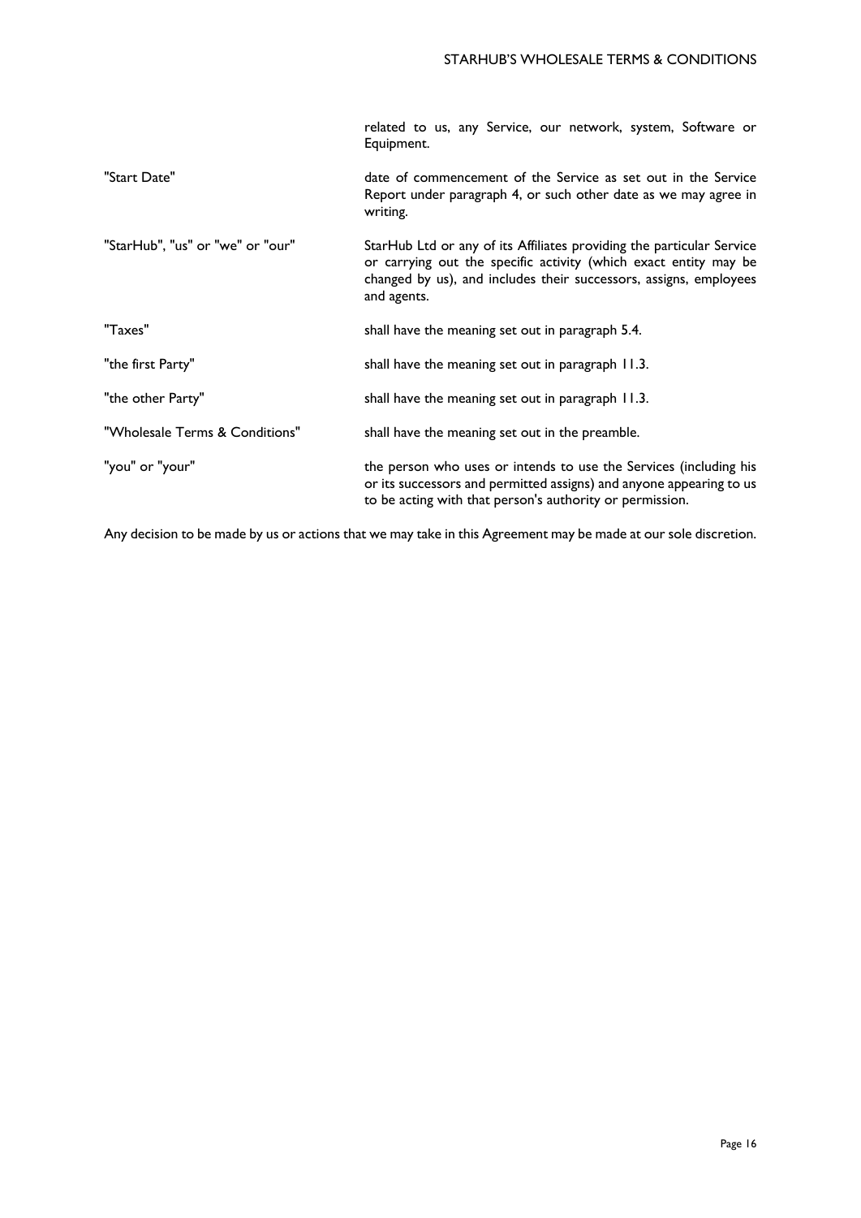| | |
|---|---|
| | related to us, any Service, our network, system, Software or Equipment. |
| "Start Date" | date of commencement of the Service as set out in the Service Report under paragraph 4, or such other date as we may agree in writing. |
| "StarHub", "us" or "we" or "our" | StarHub Ltd or any of its Affiliates providing the particular Service or carrying out the specific activity (which exact entity may be changed by us), and includes their successors, assigns, employees and agents. |
| "Taxes" | shall have the meaning set out in paragraph 5.4. |
| "the first Party" | shall have the meaning set out in paragraph 11.3. |
| "the other Party" | shall have the meaning set out in paragraph 11.3. |
| "Wholesale Terms & Conditions" | shall have the meaning set out in the preamble. |
| "you" or "your" | the person who uses or intends to use the Services (including his or its successors and permitted assigns) and anyone appearing to us to be acting with that person's authority or permission. |

Any decision to be made by us or actions that we may take in this Agreement may be made at our sole discretion.